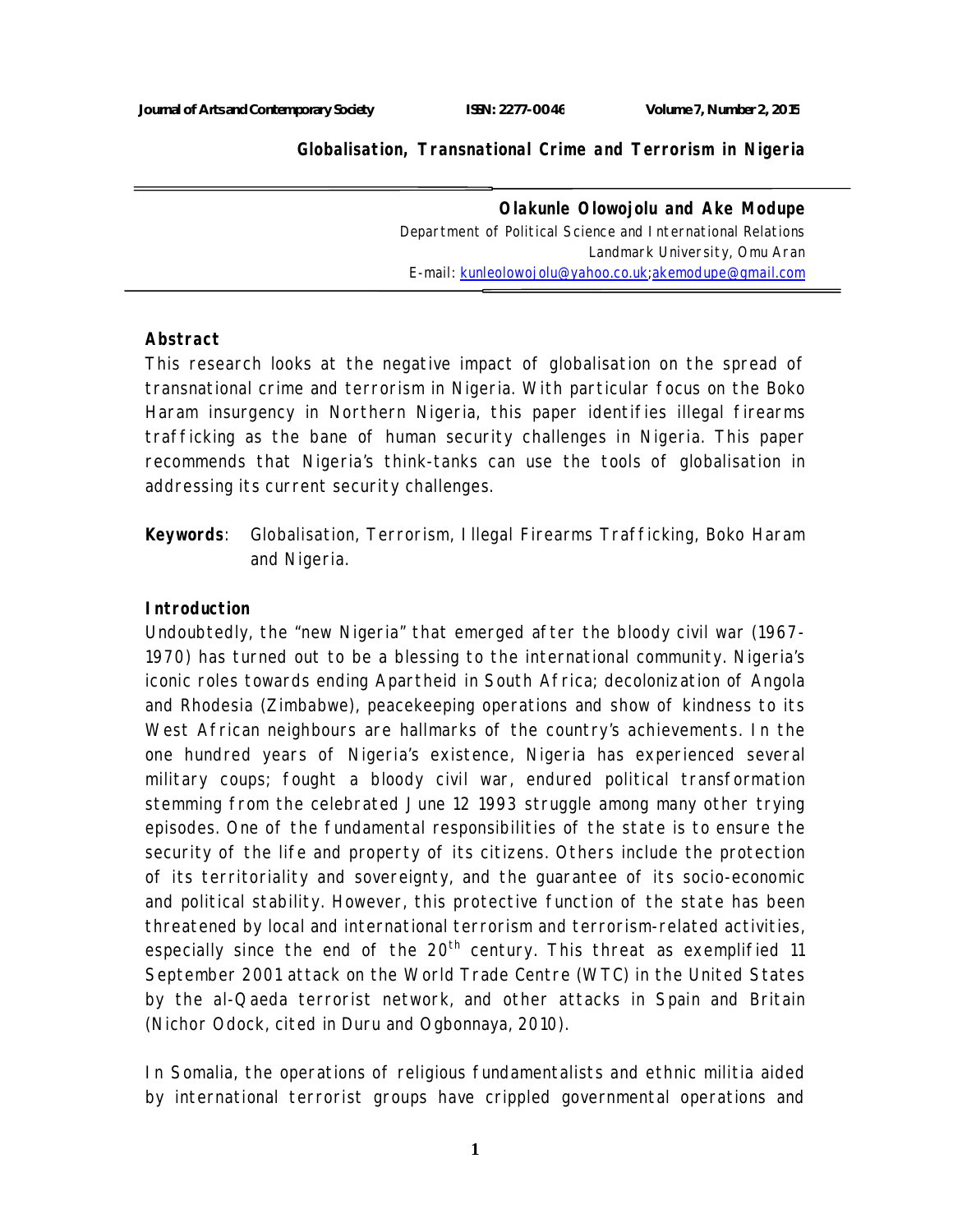# Globalisation, Transnational Crime and Terrorism in Nigeria

**Olakunle Olowojolu and Ake Modupe**
Department of Political Science and International Relations
Landmark University, Omu Aran
E-mail: kunleolowojolu@yahoo.co.uk;akemodupe@gmail.com

## Abstract

This research looks at the negative impact of globalisation on the spread of transnational crime and terrorism in Nigeria. With particular focus on the Boko Haram insurgency in Northern Nigeria, this paper identifies illegal firearms trafficking as the bane of human security challenges in Nigeria. This paper recommends that Nigeria's think-tanks can use the tools of globalisation in addressing its current security challenges.

**Keywords**: Globalisation, Terrorism, Illegal Firearms Trafficking, Boko Haram and Nigeria.

## Introduction

Undoubtedly, the "new Nigeria" that emerged after the bloody civil war (1967-1970) has turned out to be a blessing to the international community. Nigeria's iconic roles towards ending Apartheid in South Africa; decolonization of Angola and Rhodesia (Zimbabwe), peacekeeping operations and show of kindness to its West African neighbours are hallmarks of the country's achievements. In the one hundred years of Nigeria's existence, Nigeria has experienced several military coups; fought a bloody civil war, endured political transformation stemming from the celebrated June 12 1993 struggle among many other trying episodes. One of the fundamental responsibilities of the state is to ensure the security of the life and property of its citizens. Others include the protection of its territoriality and sovereignty, and the guarantee of its socio-economic and political stability. However, this protective function of the state has been threatened by local and international terrorism and terrorism-related activities, especially since the end of the 20th century. This threat as exemplified 11 September 2001 attack on the World Trade Centre (WTC) in the United States by the al-Qaeda terrorist network, and other attacks in Spain and Britain (Nichor Odock, cited in Duru and Ogbonnaya, 2010).

In Somalia, the operations of religious fundamentalists and ethnic militia aided by international terrorist groups have crippled governmental operations and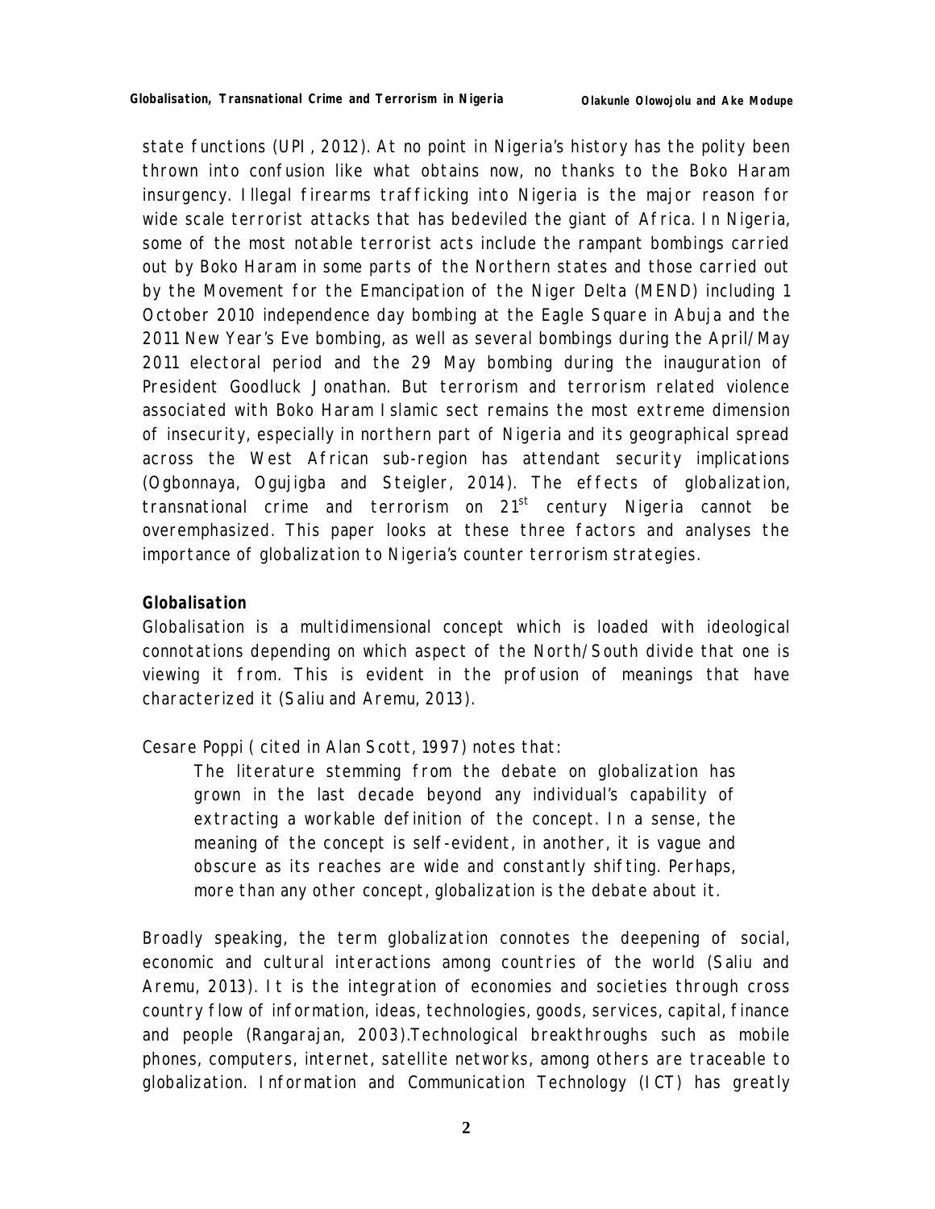state functions (UPI, 2012). At no point in Nigeria's history has the polity been thrown into confusion like what obtains now, no thanks to the Boko Haram insurgency. Illegal firearms trafficking into Nigeria is the major reason for wide scale terrorist attacks that has bedeviled the giant of Africa. In Nigeria, some of the most notable terrorist acts include the rampant bombings carried out by Boko Haram in some parts of the Northern states and those carried out by the Movement for the Emancipation of the Niger Delta (MEND) including 1 October 2010 independence day bombing at the Eagle Square in Abuja and the 2011 New Year's Eve bombing, as well as several bombings during the April/May 2011 electoral period and the 29 May bombing during the inauguration of President Goodluck Jonathan. But terrorism and terrorism related violence associated with Boko Haram Islamic sect remains the most extreme dimension of insecurity, especially in northern part of Nigeria and its geographical spread across the West African sub-region has attendant security implications (Ogbonnaya, Ogujigba and Steigler, 2014). The effects of globalization, transnational crime and terrorism on 21st century Nigeria cannot be overemphasized. This paper looks at these three factors and analyses the importance of globalization to Nigeria's counter terrorism strategies.

**Globalisation**

Globalisation is a multidimensional concept which is loaded with ideological connotations depending on which aspect of the North/South divide that one is viewing it from. This is evident in the profusion of meanings that have characterized it (Saliu and Aremu, 2013).

Cesare Poppi ( cited in Alan Scott, 1997) notes that:

> The literature stemming from the debate on globalization has grown in the last decade beyond any individual's capability of extracting a workable definition of the concept. In a sense, the meaning of the concept is self-evident, in another, it is vague and obscure as its reaches are wide and constantly shifting. Perhaps, more than any other concept, globalization is the debate about it.

Broadly speaking, the term globalization connotes the deepening of social, economic and cultural interactions among countries of the world (Saliu and Aremu, 2013). It is the integration of economies and societies through cross country flow of information, ideas, technologies, goods, services, capital, finance and people (Rangarajan, 2003).Technological breakthroughs such as mobile phones, computers, internet, satellite networks, among others are traceable to globalization. Information and Communication Technology (ICT) has greatly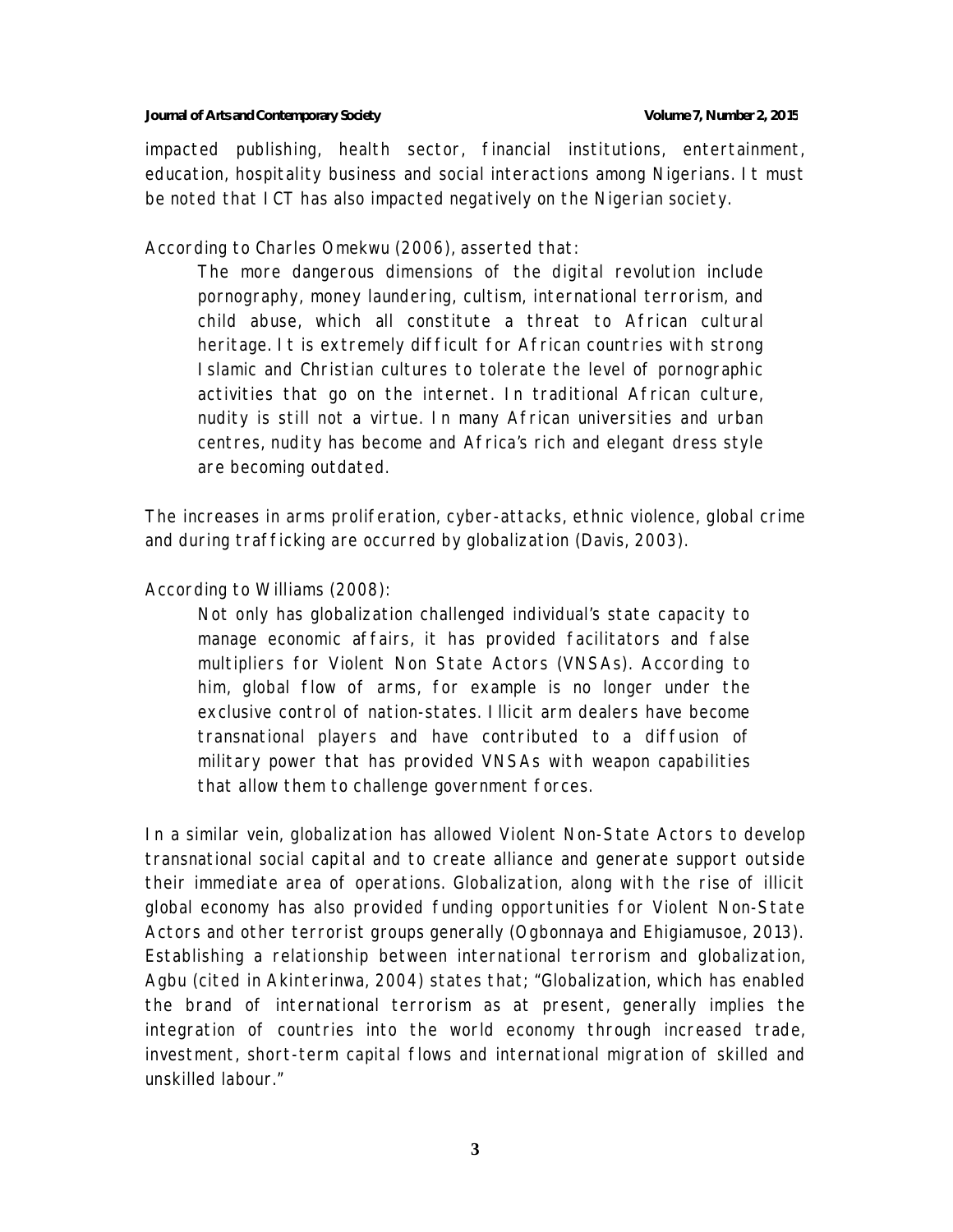impacted publishing, health sector, financial institutions, entertainment, education, hospitality business and social interactions among Nigerians. It must be noted that ICT has also impacted negatively on the Nigerian society.

According to Charles Omekwu (2006), asserted that:

> The more dangerous dimensions of the digital revolution include pornography, money laundering, cultism, international terrorism, and child abuse, which all constitute a threat to African cultural heritage. It is extremely difficult for African countries with strong Islamic and Christian cultures to tolerate the level of pornographic activities that go on the internet. In traditional African culture, nudity is still not a virtue. In many African universities and urban centres, nudity has become and Africa's rich and elegant dress style are becoming outdated.

The increases in arms proliferation, cyber-attacks, ethnic violence, global crime and during trafficking are occurred by globalization (Davis, 2003).

According to Williams (2008):

> Not only has globalization challenged individual's state capacity to manage economic affairs, it has provided facilitators and false multipliers for Violent Non State Actors (VNSAs). According to him, global flow of arms, for example is no longer under the exclusive control of nation-states. Illicit arm dealers have become transnational players and have contributed to a diffusion of military power that has provided VNSAs with weapon capabilities that allow them to challenge government forces.

In a similar vein, globalization has allowed Violent Non-State Actors to develop transnational social capital and to create alliance and generate support outside their immediate area of operations. Globalization, along with the rise of illicit global economy has also provided funding opportunities for Violent Non-State Actors and other terrorist groups generally (Ogbonnaya and Ehigiamusoe, 2013). Establishing a relationship between international terrorism and globalization, Agbu (cited in Akinterinwa, 2004) states that; "Globalization, which has enabled the brand of international terrorism as at present, generally implies the integration of countries into the world economy through increased trade, investment, short-term capital flows and international migration of skilled and unskilled labour."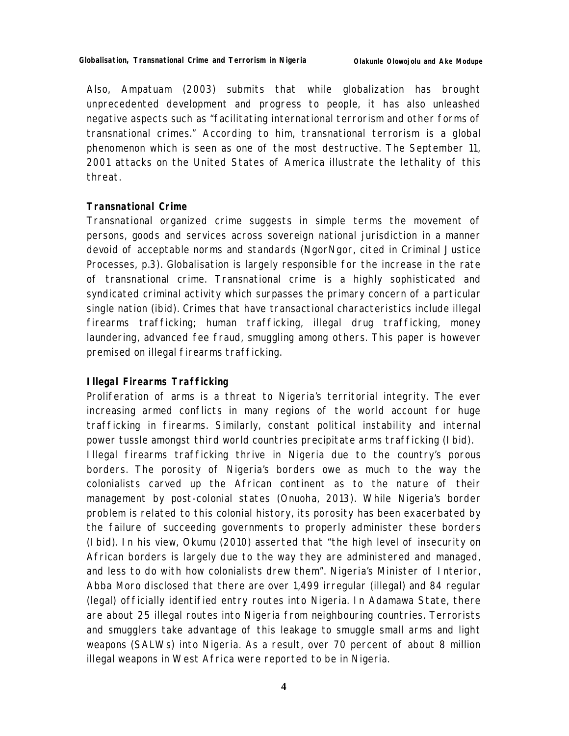Also, Ampatuam (2003) submits that while globalization has brought unprecedented development and progress to people, it has also unleashed negative aspects such as "facilitating international terrorism and other forms of transnational crimes." According to him, transnational terrorism is a global phenomenon which is seen as one of the most destructive. The September 11, 2001 attacks on the United States of America illustrate the lethality of this threat.

### *Transnational Crime*

Transnational organized crime suggests in simple terms the movement of persons, goods and services across sovereign national jurisdiction in a manner devoid of acceptable norms and standards (NgorNgor, cited in Criminal Justice Processes, p.3). Globalisation is largely responsible for the increase in the rate of transnational crime. Transnational crime is a highly sophisticated and syndicated criminal activity which surpasses the primary concern of a particular single nation (ibid). Crimes that have transactional characteristics include illegal firearms trafficking; human trafficking, illegal drug trafficking, money laundering, advanced fee fraud, smuggling among others. This paper is however premised on illegal firearms trafficking.

### Illegal Firearms Trafficking

Proliferation of arms is a threat to Nigeria's territorial integrity. The ever increasing armed conflicts in many regions of the world account for huge trafficking in firearms. Similarly, constant political instability and internal power tussle amongst third world countries precipitate arms trafficking (Ibid).
Illegal firearms trafficking thrive in Nigeria due to the country's porous borders. The porosity of Nigeria's borders owe as much to the way the colonialists carved up the African continent as to the nature of their management by post-colonial states (Onuoha, 2013). While Nigeria's border problem is related to this colonial history, its porosity has been exacerbated by the failure of succeeding governments to properly administer these borders (Ibid). In his view, Okumu (2010) asserted that "the high level of insecurity on African borders is largely due to the way they are administered and managed, and less to do with how colonialists drew them". Nigeria's Minister of Interior, Abba Moro disclosed that there are over 1,499 irregular (illegal) and 84 regular (legal) officially identified entry routes into Nigeria. In Adamawa State, there are about 25 illegal routes into Nigeria from neighbouring countries. Terrorists and smugglers take advantage of this leakage to smuggle small arms and light weapons (SALWs) into Nigeria. As a result, over 70 percent of about 8 million illegal weapons in West Africa were reported to be in Nigeria.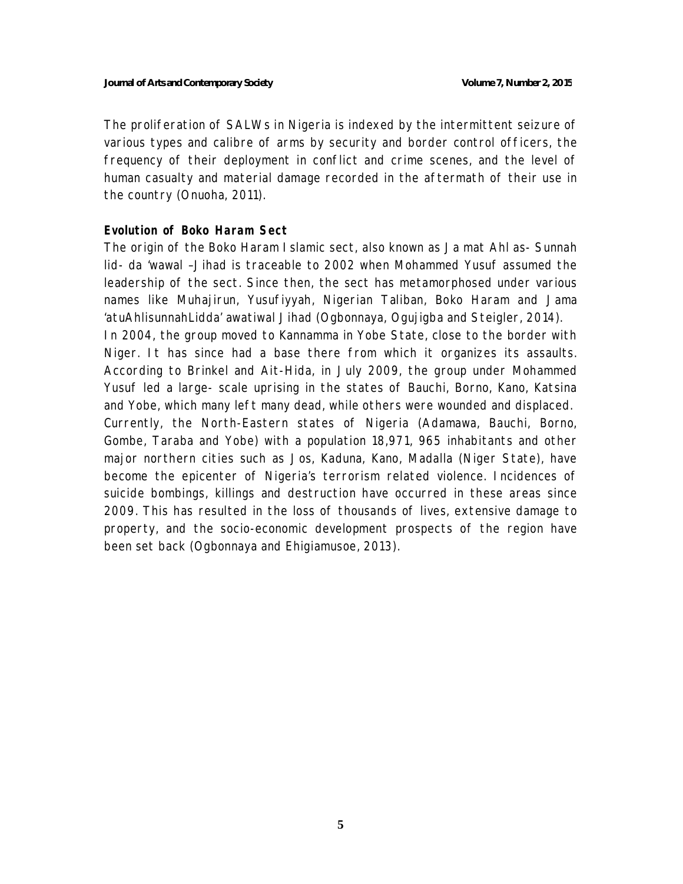The proliferation of SALWs in Nigeria is indexed by the intermittent seizure of various types and calibre of arms by security and border control officers, the frequency of their deployment in conflict and crime scenes, and the level of human casualty and material damage recorded in the aftermath of their use in the country (Onuoha, 2011).

**Evolution of Boko Haram Sect**

The origin of the Boko Haram Islamic sect, also known as Ja mat Ahl as- Sunnah lid- da 'wawal –Jihad is traceable to 2002 when Mohammed Yusuf assumed the leadership of the sect. Since then, the sect has metamorphosed under various names like Muhajirun, Yusufiyyah, Nigerian Taliban, Boko Haram and Jama 'atuAhlisunnahLidda' awatiwal Jihad (Ogbonnaya, Ogujigba and Steigler, 2014).

In 2004, the group moved to Kannamma in Yobe State, close to the border with Niger. It has since had a base there from which it organizes its assaults. According to Brinkel and Ait-Hida, in July 2009, the group under Mohammed Yusuf led a large- scale uprising in the states of Bauchi, Borno, Kano, Katsina and Yobe, which many left many dead, while others were wounded and displaced. Currently, the North-Eastern states of Nigeria (Adamawa, Bauchi, Borno, Gombe, Taraba and Yobe) with a population 18,971, 965 inhabitants and other major northern cities such as Jos, Kaduna, Kano, Madalla (Niger State), have become the epicenter of Nigeria's terrorism related violence. Incidences of suicide bombings, killings and destruction have occurred in these areas since 2009. This has resulted in the loss of thousands of lives, extensive damage to property, and the socio-economic development prospects of the region have been set back (Ogbonnaya and Ehigiamusoe, 2013).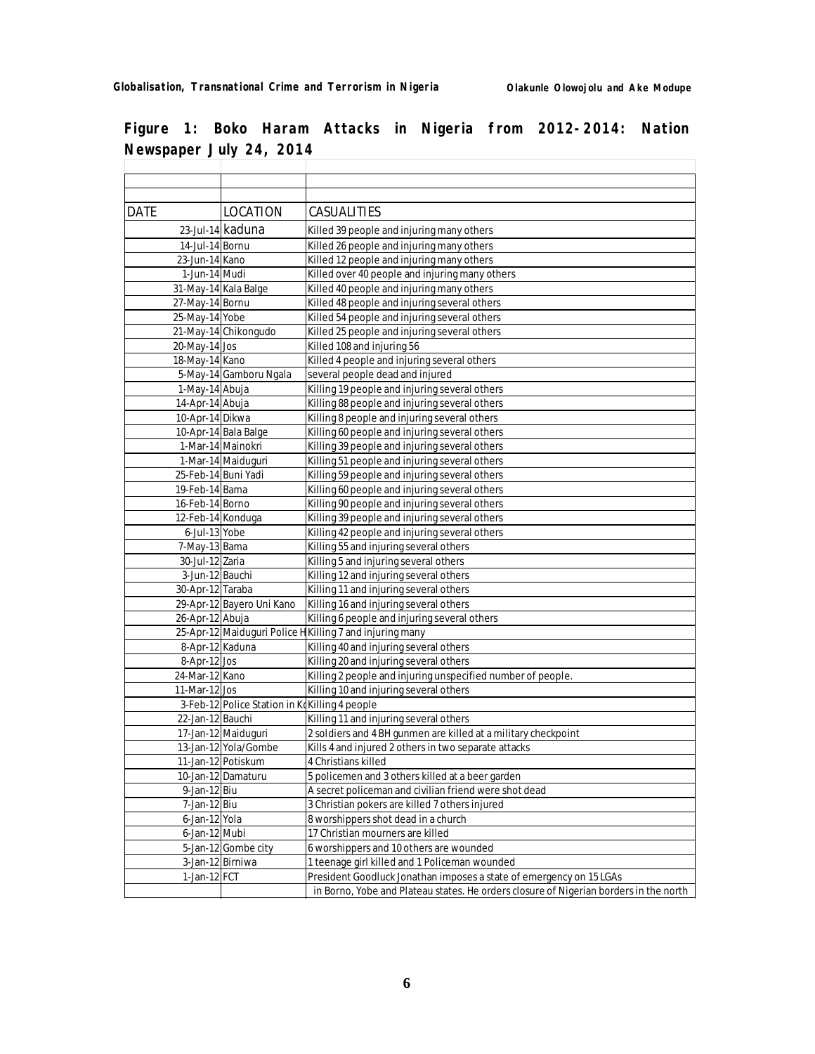**Figure 1: Boko Haram Attacks in Nigeria from 2012-2014: Nation Newspaper July 24, 2014**

| DATE | LOCATION | CASUALITIES |
|---|---|---|
| 23-Jul-14 | kaduna | Killed 39 people and injuring many others |
| 14-Jul-14 | Bornu | Killed 26 people and injuring many others |
| 23-Jun-14 | Kano | Killed 12 people and injuring many others |
| 1-Jun-14 | Mudi | Killed over 40 people and injuring many others |
| 31-May-14 | Kala Balge | Killed 40 people and injuring many others |
| 27-May-14 | Bornu | Killed 48 people and injuring several others |
| 25-May-14 | Yobe | Killed 54 people and injuring several others |
| 21-May-14 | Chikongudo | Killed 25 people and injuring several others |
| 20-May-14 | Jos | Killed 108 and injuring 56 |
| 18-May-14 | Kano | Killed 4 people and injuring several others |
| 5-May-14 | Gamboru Ngala | several people dead and injured |
| 1-May-14 | Abuja | Killing 19 people and injuring several others |
| 14-Apr-14 | Abuja | Killing 88 people and injuring several others |
| 10-Apr-14 | Dikwa | Killing 8 people and injuring several others |
| 10-Apr-14 | Bala Balge | Killing 60 people and injuring several others |
| 1-Mar-14 | Mainokri | Killing 39 people and injuring several others |
| 1-Mar-14 | Maiduguri | Killing 51 people and injuring several others |
| 25-Feb-14 | Buni Yadi | Killing 59 people and injuring several others |
| 19-Feb-14 | Bama | Killing 60 people and injuring several others |
| 16-Feb-14 | Borno | Killing 90 people and injuring several others |
| 12-Feb-14 | Konduga | Killing 39 people and injuring several others |
| 6-Jul-13 | Yobe | Killing 42 people and injuring several others |
| 7-May-13 | Bama | Killing 55 and injuring several others |
| 30-Jul-12 | Zaria | Killing 5 and injuring several others |
| 3-Jun-12 | Bauchi | Killing 12 and injuring several others |
| 30-Apr-12 | Taraba | Killing 11 and injuring several others |
| 29-Apr-12 | Bayero Uni Kano | Killing 16 and injuring several others |
| 26-Apr-12 | Abuja | Killing 6 people and injuring several others |
| 25-Apr-12 | Maiduguri Police H | Killing 7 and injuring many |
| 8-Apr-12 | Kaduna | Killing 40 and injuring several others |
| 8-Apr-12 | Jos | Killing 20 and injuring several others |
| 24-Mar-12 | Kano | Killing 2 people and injuring unspecified number of people. |
| 11-Mar-12 | Jos | Killing 10 and injuring several others |
| 3-Feb-12 | Police Station in Ko | Killing 4 people |
| 22-Jan-12 | Bauchi | Killing 11 and injuring several others |
| 17-Jan-12 | Maiduguri | 2 soldiers and 4 BH gunmen are killed at a military checkpoint |
| 13-Jan-12 | Yola/Gombe | Kills 4 and injured 2 others in two separate attacks |
| 11-Jan-12 | Potiskum | 4 Christians killed |
| 10-Jan-12 | Damaturu | 5 policemen and 3 others killed at a beer garden |
| 9-Jan-12 | Biu | A secret policeman and civilian friend were shot dead |
| 7-Jan-12 | Biu | 3 Christian pokers are killed 7 others injured |
| 6-Jan-12 | Yola | 8 worshippers shot dead in a church |
| 6-Jan-12 | Mubi | 17 Christian mourners are killed |
| 5-Jan-12 | Gombe city | 6 worshippers and 10 others are wounded |
| 3-Jan-12 | Birniwa | 1 teenage girl killed and 1 Policeman wounded |
| 1-Jan-12 | FCT | President Goodluck Jonathan imposes a state of emergency on 15 LGAs |
| | | in Borno, Yobe and Plateau states. He orders closure of Nigerian borders in the north |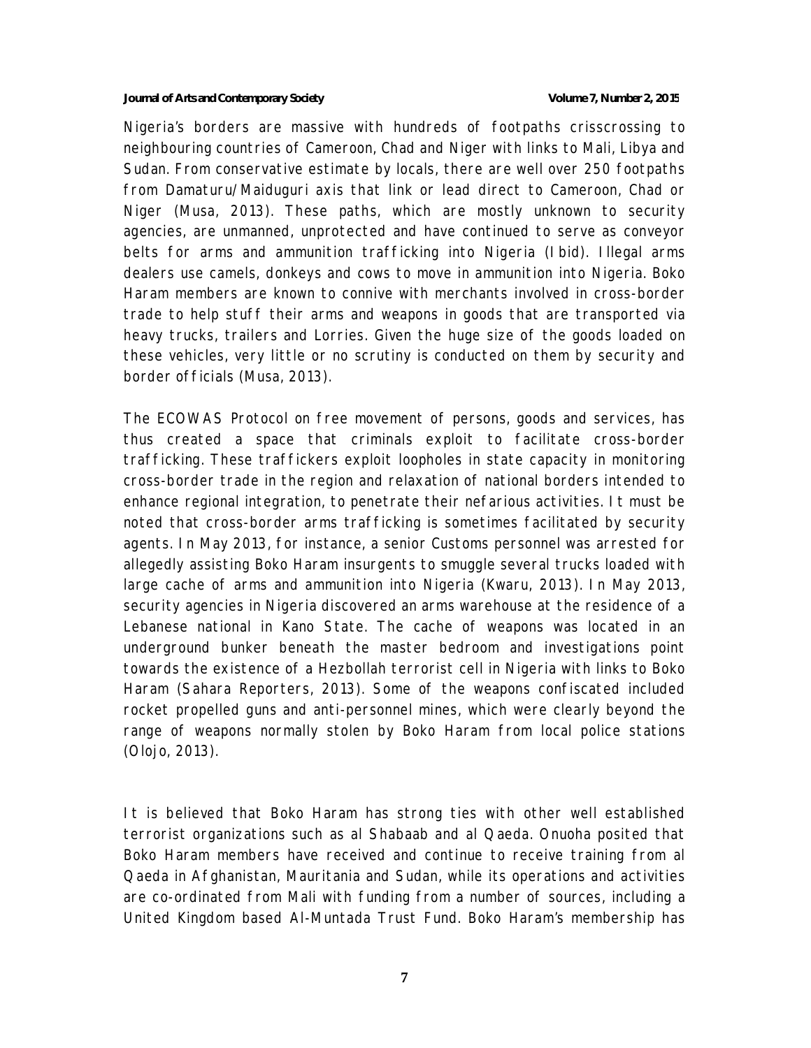Nigeria's borders are massive with hundreds of footpaths crisscrossing to neighbouring countries of Cameroon, Chad and Niger with links to Mali, Libya and Sudan. From conservative estimate by locals, there are well over 250 footpaths from Damaturu/Maiduguri axis that link or lead direct to Cameroon, Chad or Niger (Musa, 2013). These paths, which are mostly unknown to security agencies, are unmanned, unprotected and have continued to serve as conveyor belts for arms and ammunition trafficking into Nigeria (Ibid). Illegal arms dealers use camels, donkeys and cows to move in ammunition into Nigeria. Boko Haram members are known to connive with merchants involved in cross-border trade to help stuff their arms and weapons in goods that are transported via heavy trucks, trailers and Lorries. Given the huge size of the goods loaded on these vehicles, very little or no scrutiny is conducted on them by security and border officials (Musa, 2013).

The ECOWAS Protocol on free movement of persons, goods and services, has thus created a space that criminals exploit to facilitate cross-border trafficking. These traffickers exploit loopholes in state capacity in monitoring cross-border trade in the region and relaxation of national borders intended to enhance regional integration, to penetrate their nefarious activities. It must be noted that cross-border arms trafficking is sometimes facilitated by security agents. In May 2013, for instance, a senior Customs personnel was arrested for allegedly assisting Boko Haram insurgents to smuggle several trucks loaded with large cache of arms and ammunition into Nigeria (Kwaru, 2013). In May 2013, security agencies in Nigeria discovered an arms warehouse at the residence of a Lebanese national in Kano State. The cache of weapons was located in an underground bunker beneath the master bedroom and investigations point towards the existence of a Hezbollah terrorist cell in Nigeria with links to Boko Haram (Sahara Reporters, 2013). Some of the weapons confiscated included rocket propelled guns and anti-personnel mines, which were clearly beyond the range of weapons normally stolen by Boko Haram from local police stations (Olojo, 2013).

It is believed that Boko Haram has strong ties with other well established terrorist organizations such as al Shabaab and al Qaeda. Onuoha posited that Boko Haram members have received and continue to receive training from al Qaeda in Afghanistan, Mauritania and Sudan, while its operations and activities are co-ordinated from Mali with funding from a number of sources, including a United Kingdom based Al-Muntada Trust Fund. Boko Haram's membership has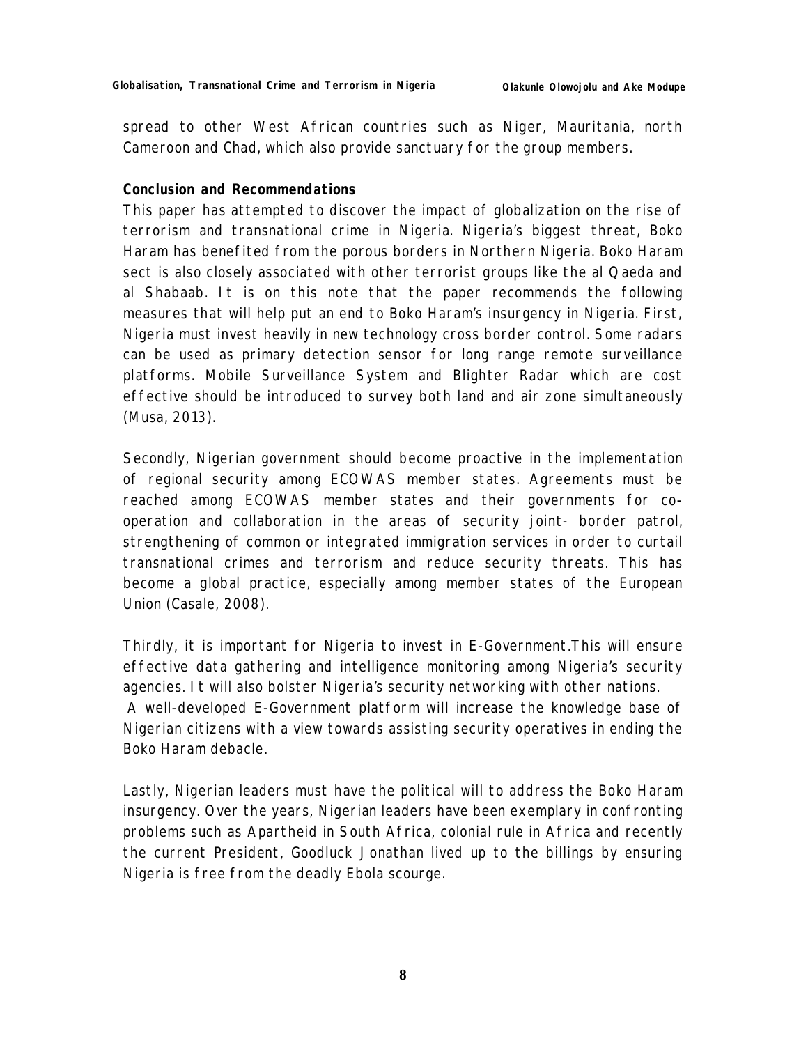spread to other West African countries such as Niger, Mauritania, north Cameroon and Chad, which also provide sanctuary for the group members.

## Conclusion and Recommendations

This paper has attempted to discover the impact of globalization on the rise of terrorism and transnational crime in Nigeria. Nigeria's biggest threat, Boko Haram has benefited from the porous borders in Northern Nigeria. Boko Haram sect is also closely associated with other terrorist groups like the al Qaeda and al Shabaab. It is on this note that the paper recommends the following measures that will help put an end to Boko Haram's insurgency in Nigeria. First, Nigeria must invest heavily in new technology cross border control. Some radars can be used as primary detection sensor for long range remote surveillance platforms. Mobile Surveillance System and Blighter Radar which are cost effective should be introduced to survey both land and air zone simultaneously (Musa, 2013).

Secondly, Nigerian government should become proactive in the implementation of regional security among ECOWAS member states. Agreements must be reached among ECOWAS member states and their governments for co-operation and collaboration in the areas of security joint- border patrol, strengthening of common or integrated immigration services in order to curtail transnational crimes and terrorism and reduce security threats. This has become a global practice, especially among member states of the European Union (Casale, 2008).

Thirdly, it is important for Nigeria to invest in E-Government.This will ensure effective data gathering and intelligence monitoring among Nigeria's security agencies. It will also bolster Nigeria's security networking with other nations. A well-developed E-Government platform will increase the knowledge base of Nigerian citizens with a view towards assisting security operatives in ending the Boko Haram debacle.

Lastly, Nigerian leaders must have the political will to address the Boko Haram insurgency. Over the years, Nigerian leaders have been exemplary in confronting problems such as Apartheid in South Africa, colonial rule in Africa and recently the current President, Goodluck Jonathan lived up to the billings by ensuring Nigeria is free from the deadly Ebola scourge.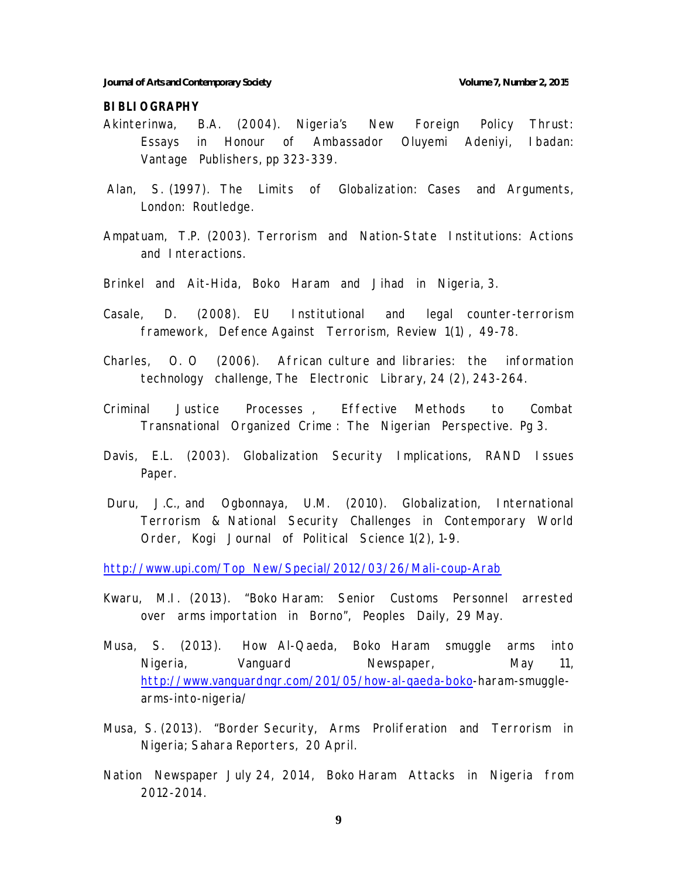**BIBLIOGRAPHY**

Akinterinwa, B.A. (2004). Nigeria's New Foreign Policy Thrust: Essays in Honour of Ambassador Oluyemi Adeniyi, Ibadan: Vantage Publishers, pp 323-339.

Alan, S. (1997). The Limits of Globalization: Cases and Arguments, London: Routledge.

Ampatuam, T.P. (2003). Terrorism and Nation-State Institutions: Actions and Interactions.

Brinkel and Ait-Hida, Boko Haram and Jihad in Nigeria, 3.

Casale, D. (2008). EU Institutional and legal counter-terrorism framework, Defence Against Terrorism, Review 1(1) , 49-78.

Charles, O. O (2006). African culture and libraries: the information technology challenge, The Electronic Library, 24 (2), 243-264.

Criminal Justice Processes , Effective Methods to Combat Transnational Organized Crime : The Nigerian Perspective. Pg 3.

Davis, E.L. (2003). Globalization Security Implications, RAND Issues Paper.

Duru, J.C., and Ogbonnaya, U.M. (2010). Globalization, International Terrorism & National Security Challenges in Contemporary World Order, Kogi Journal of Political Science 1(2), 1-9.

http://www.upi.com/Top_New/Special/2012/03/26/Mali-coup-Arab

Kwaru, M.I. (2013). "Boko Haram: Senior Customs Personnel arrested over arms importation in Borno", Peoples Daily, 29 May.

Musa, S. (2013). How Al-Qaeda, Boko Haram smuggle arms into Nigeria, Vanguard Newspaper, May 11, http://www.vanguardngr.com/201/05/how-al-qaeda-boko-haram-smuggle-arms-into-nigeria/

Musa, S. (2013). "Border Security, Arms Proliferation and Terrorism in Nigeria; Sahara Reporters, 20 April.

Nation Newspaper July 24, 2014, Boko Haram Attacks in Nigeria from 2012-2014.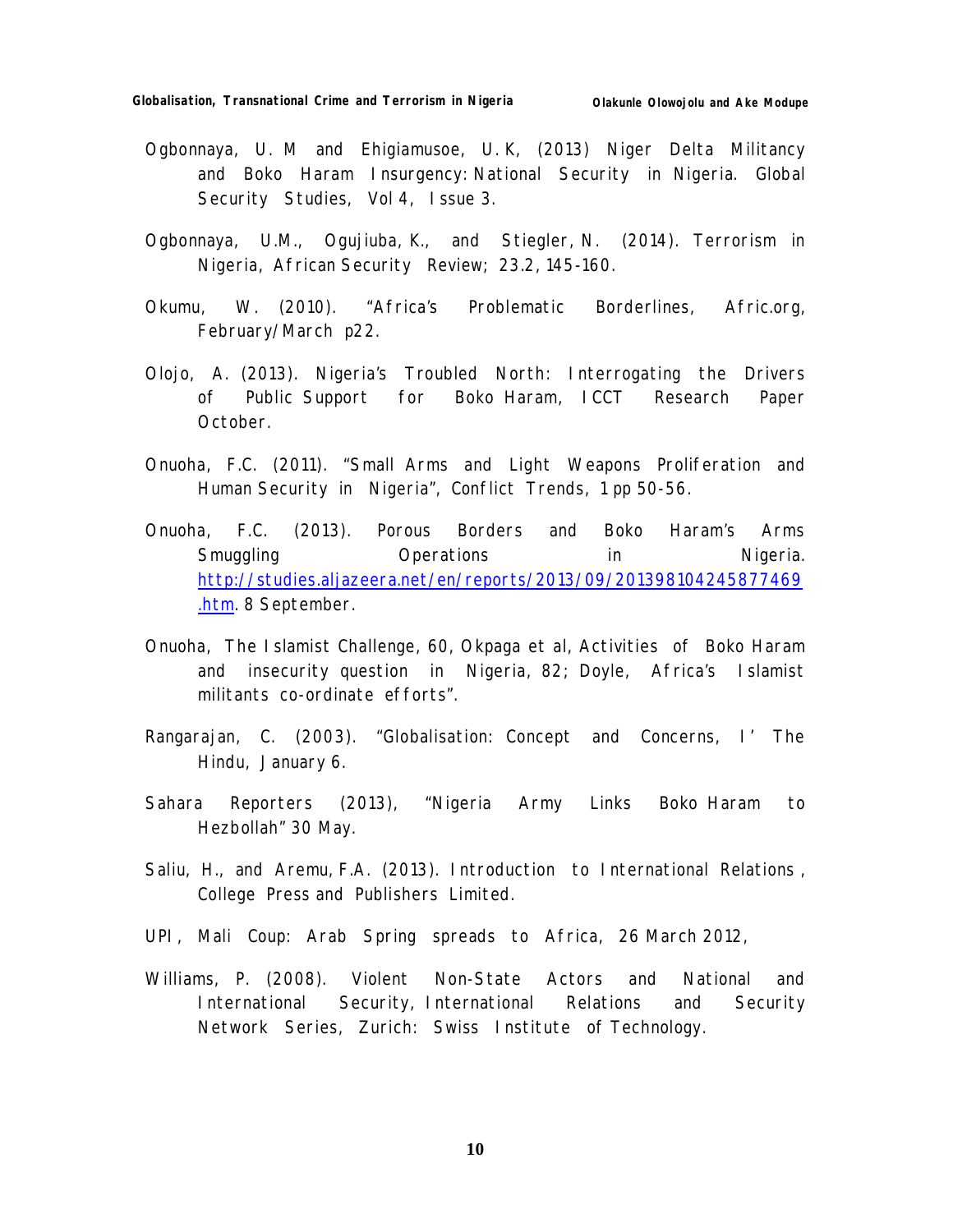Ogbonnaya, U. M and Ehigiamusoe, U.K, (2013) Niger Delta Militancy and Boko Haram Insurgency: National Security in Nigeria. Global Security Studies, Vol 4, Issue 3.

Ogbonnaya, U.M., Ogujiuba, K., and Stiegler, N. (2014). Terrorism in Nigeria, African Security Review; 23.2, 145-160.

Okumu, W. (2010). "Africa's Problematic Borderlines, Afric.org, February/March p22.

Olojo, A. (2013). Nigeria's Troubled North: Interrogating the Drivers of Public Support for Boko Haram, ICCT Research Paper October.

Onuoha, F.C. (2011). "Small Arms and Light Weapons Proliferation and Human Security in Nigeria", Conflict Trends, 1 pp 50-56.

Onuoha, F.C. (2013). Porous Borders and Boko Haram's Arms Smuggling Operations in Nigeria. http://studies.aljazeera.net/en/reports/2013/09/201398104245877469.htm. 8 September.

Onuoha, The Islamist Challenge, 60, Okpaga et al, Activities of Boko Haram and insecurity question in Nigeria, 82; Doyle, Africa's Islamist militants co-ordinate efforts".

Rangarajan, C. (2003). "Globalisation: Concept and Concerns, I' The Hindu, January 6.

Sahara Reporters (2013), "Nigeria Army Links Boko Haram to Hezbollah" 30 May.

Saliu, H., and Aremu, F.A. (2013). Introduction to International Relations, College Press and Publishers Limited.

UPI, Mali Coup: Arab Spring spreads to Africa, 26 March 2012,

Williams, P. (2008). Violent Non-State Actors and National and International Security, International Relations and Security Network Series, Zurich: Swiss Institute of Technology.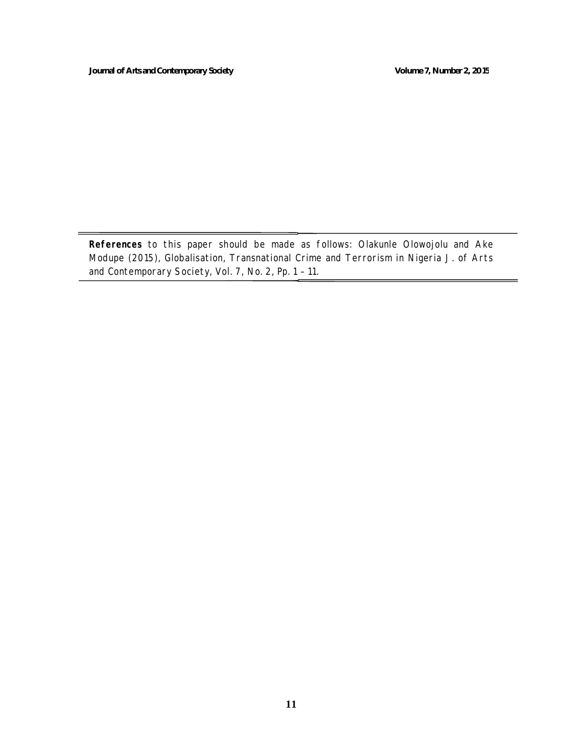**References** to this paper should be made as follows: Olakunle Olowojolu and Ake Modupe (2015), Globalisation, Transnational Crime and Terrorism in Nigeria J. of Arts and Contemporary Society, Vol. 7, No. 2, Pp. 1 – 11.